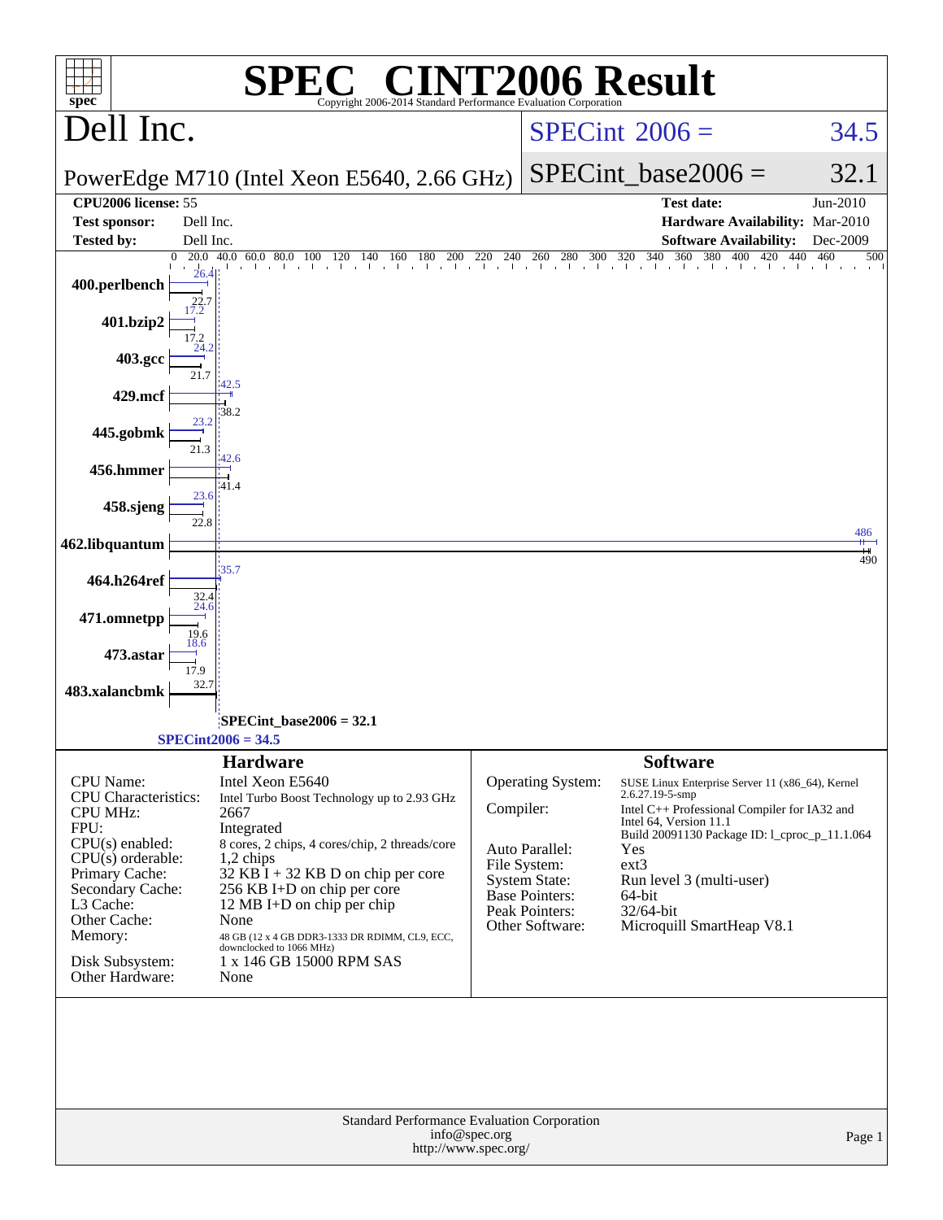# SPEC CINT2006 Result

Copyright 2006-2014 Standard Performance Evaluation Corporation

## Dell Inc.

PowerEdge M710 (Intel Xeon E5640, 2.66 GHz)

SPECint 2006 = 34.5

SPECint_base2006 = 32.1

| | | | |
|---|---|---|---|
| **CPU2006 license:** 55 | | **Test date:** | Jun-2010 |
| **Test sponsor:** | Dell Inc. | **Hardware Availability:** | Mar-2010 |
| **Tested by:** | Dell Inc. | **Software Availability:** | Dec-2009 |

| Benchmark | Peak | Base |
|---|---|---|
| 400.perlbench | 26.4 | 22.7 |
| 401.bzip2 | 17.2 | 17.2 |
| 403.gcc | 24.2 | 21.7 |
| 429.mcf | 42.5 | 38.2 |
| 445.gobmk | 23.2 | 21.3 |
| 456.hmmer | 42.6 | 41.4 |
| 458.sjeng | 23.6 | 22.8 |
| 462.libquantum | 486 | 490 |
| 464.h264ref | 35.7 | 32.4 |
| 471.omnetpp | 24.6 | 19.6 |
| 473.astar | 18.6 | 17.9 |
| 483.xalancbmk | | 32.7 |

SPECint_base2006 = 32.1

SPECint2006 = 34.5

## Hardware

| | |
|---|---|
| CPU Name: | Intel Xeon E5640 |
| CPU Characteristics: | Intel Turbo Boost Technology up to 2.93 GHz |
| CPU MHz: | 2667 |
| FPU: | Integrated |
| CPU(s) enabled: | 8 cores, 2 chips, 4 cores/chip, 2 threads/core |
| CPU(s) orderable: | 1,2 chips |
| Primary Cache: | 32 KB I + 32 KB D on chip per core |
| Secondary Cache: | 256 KB I+D on chip per core |
| L3 Cache: | 12 MB I+D on chip per chip |
| Other Cache: | None |
| Memory: | 48 GB (12 x 4 GB DDR3-1333 DR RDIMM, CL9, ECC, downclocked to 1066 MHz) |
| Disk Subsystem: | 1 x 146 GB 15000 RPM SAS |
| Other Hardware: | None |

## Software

| | |
|---|---|
| Operating System: | SUSE Linux Enterprise Server 11 (x86_64), Kernel 2.6.27.19-5-smp |
| Compiler: | Intel C++ Professional Compiler for IA32 and Intel 64, Version 11.1 Build 20091130 Package ID: l_cproc_p_11.1.064 |
| Auto Parallel: | Yes |
| File System: | ext3 |
| System State: | Run level 3 (multi-user) |
| Base Pointers: | 64-bit |
| Peak Pointers: | 32/64-bit |
| Other Software: | Microquill SmartHeap V8.1 |

Standard Performance Evaluation Corporation
info@spec.org
http://www.spec.org/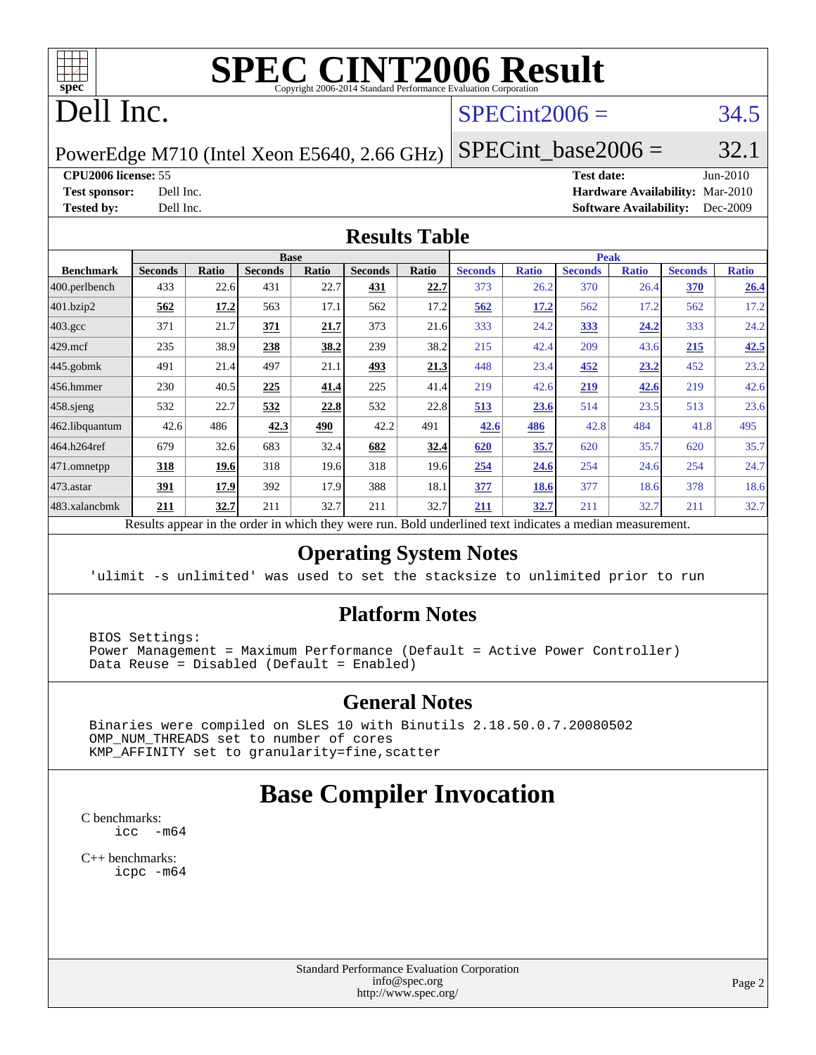# SPEC CINT2006 Result

Copyright 2006-2014 Standard Performance Evaluation Corporation

# Dell Inc.

PowerEdge M710 (Intel Xeon E5640, 2.66 GHz)

SPECint2006 = 34.5

SPECint_base2006 = 32.1

**CPU2006 license:** 55
**Test sponsor:** Dell Inc.
**Tested by:** Dell Inc.

**Test date:** Jun-2010
**Hardware Availability:** Mar-2010
**Software Availability:** Dec-2009

## Results Table

| | Base | | | | | | Peak | | | | | |
|---|---|---|---|---|---|---|---|---|---|---|---|---|
| **Benchmark** | **Seconds** | **Ratio** | **Seconds** | **Ratio** | **Seconds** | **Ratio** | **Seconds** | **Ratio** | **Seconds** | **Ratio** | **Seconds** | **Ratio** |
| 400.perlbench | 433 | 22.6 | 431 | 22.7 | **431** | **22.7** | 373 | 26.2 | 370 | 26.4 | **370** | **26.4** |
| 401.bzip2 | **562** | **17.2** | 563 | 17.1 | 562 | 17.2 | **562** | **17.2** | 562 | 17.2 | 562 | 17.2 |
| 403.gcc | 371 | 21.7 | **371** | **21.7** | 373 | 21.6 | 333 | 24.2 | **333** | **24.2** | 333 | 24.2 |
| 429.mcf | 235 | 38.9 | **238** | **38.2** | 239 | 38.2 | 215 | 42.4 | 209 | 43.6 | **215** | **42.5** |
| 445.gobmk | 491 | 21.4 | 497 | 21.1 | **493** | **21.3** | 448 | 23.4 | **452** | **23.2** | 452 | 23.2 |
| 456.hmmer | 230 | 40.5 | **225** | **41.4** | 225 | 41.4 | 219 | 42.6 | **219** | **42.6** | 219 | 42.6 |
| 458.sjeng | 532 | 22.7 | **532** | **22.8** | 532 | 22.8 | **513** | **23.6** | 514 | 23.5 | 513 | 23.6 |
| 462.libquantum | 42.6 | 486 | **42.3** | **490** | 42.2 | 491 | **42.6** | **486** | 42.8 | 484 | 41.8 | 495 |
| 464.h264ref | 679 | 32.6 | 683 | 32.4 | **682** | **32.4** | **620** | **35.7** | 620 | 35.7 | 620 | 35.7 |
| 471.omnetpp | **318** | **19.6** | 318 | 19.6 | 318 | 19.6 | **254** | **24.6** | 254 | 24.6 | 254 | 24.7 |
| 473.astar | **391** | **17.9** | 392 | 17.9 | 388 | 18.1 | **377** | **18.6** | 377 | 18.6 | 378 | 18.6 |
| 483.xalancbmk | **211** | **32.7** | 211 | 32.7 | 211 | 32.7 | **211** | **32.7** | 211 | 32.7 | 211 | 32.7 |

Results appear in the order in which they were run. Bold underlined text indicates a median measurement.

## Operating System Notes

```
'ulimit -s unlimited' was used to set the stacksize to unlimited prior to run
```

## Platform Notes

```
BIOS Settings:
Power Management = Maximum Performance (Default = Active Power Controller)
Data Reuse = Disabled (Default = Enabled)
```

## General Notes

```
Binaries were compiled on SLES 10 with Binutils 2.18.50.0.7.20080502
OMP_NUM_THREADS set to number of cores
KMP_AFFINITY set to granularity=fine,scatter
```

# Base Compiler Invocation

C benchmarks:
```
icc  -m64
```

C++ benchmarks:
```
icpc -m64
```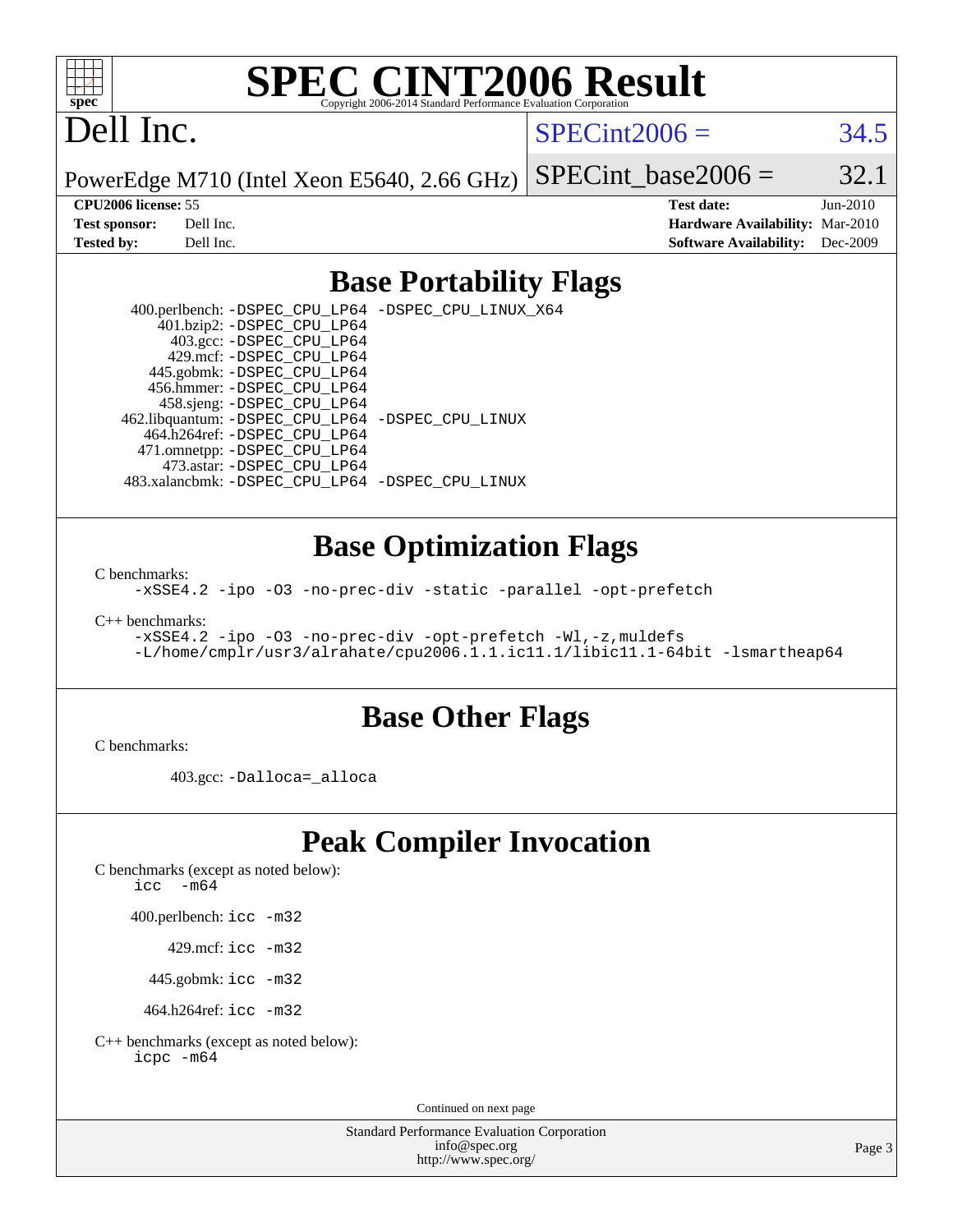# SPEC CINT2006 Result

Copyright 2006-2014 Standard Performance Evaluation Corporation

## Dell Inc.

PowerEdge M710 (Intel Xeon E5640, 2.66 GHz)

SPECint2006 = 34.5

SPECint_base2006 = 32.1

| | | | |
|---|---|---|---|
| **CPU2006 license:** 55 | | **Test date:** | Jun-2010 |
| **Test sponsor:** | Dell Inc. | **Hardware Availability:** | Mar-2010 |
| **Tested by:** | Dell Inc. | **Software Availability:** | Dec-2009 |

## Base Portability Flags

400.perlbench: `-DSPEC_CPU_LP64 -DSPEC_CPU_LINUX_X64`
401.bzip2: `-DSPEC_CPU_LP64`
403.gcc: `-DSPEC_CPU_LP64`
429.mcf: `-DSPEC_CPU_LP64`
445.gobmk: `-DSPEC_CPU_LP64`
456.hmmer: `-DSPEC_CPU_LP64`
458.sjeng: `-DSPEC_CPU_LP64`
462.libquantum: `-DSPEC_CPU_LP64 -DSPEC_CPU_LINUX`
464.h264ref: `-DSPEC_CPU_LP64`
471.omnetpp: `-DSPEC_CPU_LP64`
473.astar: `-DSPEC_CPU_LP64`
483.xalancbmk: `-DSPEC_CPU_LP64 -DSPEC_CPU_LINUX`

## Base Optimization Flags

C benchmarks:

```
-xSSE4.2 -ipo -O3 -no-prec-div -static -parallel -opt-prefetch
```

C++ benchmarks:

```
-xSSE4.2 -ipo -O3 -no-prec-div -opt-prefetch -Wl,-z,muldefs
-L/home/cmplr/usr3/alrahate/cpu2006.1.1.ic11.1/libic11.1-64bit -lsmartheap64
```

## Base Other Flags

C benchmarks:

403.gcc: `-Dalloca=_alloca`

## Peak Compiler Invocation

C benchmarks (except as noted below):
`icc -m64`

400.perlbench: `icc -m32`

429.mcf: `icc -m32`

445.gobmk: `icc -m32`

464.h264ref: `icc -m32`

C++ benchmarks (except as noted below):
`icpc -m64`

Continued on next page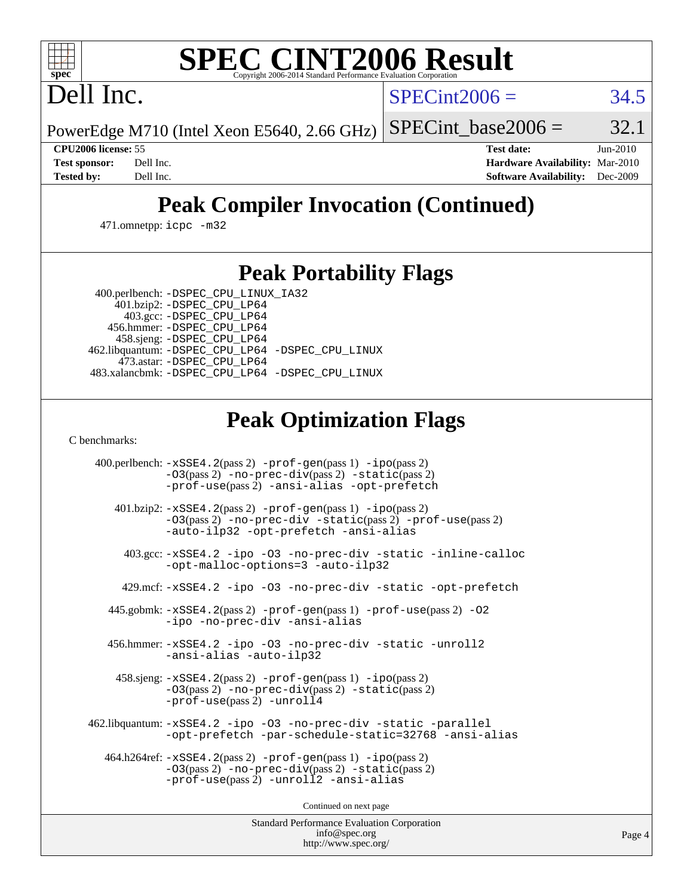# SPEC CINT2006 Result

Copyright 2006-2014 Standard Performance Evaluation Corporation

# Dell Inc.

PowerEdge M710 (Intel Xeon E5640, 2.66 GHz)

SPECint2006 = 34.5

SPECint_base2006 = 32.1

| | | | |
|---|---|---|---|
| **CPU2006 license:** | 55 | **Test date:** | Jun-2010 |
| **Test sponsor:** | Dell Inc. | **Hardware Availability:** | Mar-2010 |
| **Tested by:** | Dell Inc. | **Software Availability:** | Dec-2009 |

## Peak Compiler Invocation (Continued)

471.omnetpp: `icpc -m32`

## Peak Portability Flags

400.perlbench: `-DSPEC_CPU_LINUX_IA32`
401.bzip2: `-DSPEC_CPU_LP64`
403.gcc: `-DSPEC_CPU_LP64`
456.hmmer: `-DSPEC_CPU_LP64`
458.sjeng: `-DSPEC_CPU_LP64`
462.libquantum: `-DSPEC_CPU_LP64 -DSPEC_CPU_LINUX`
473.astar: `-DSPEC_CPU_LP64`
483.xalancbmk: `-DSPEC_CPU_LP64 -DSPEC_CPU_LINUX`

## Peak Optimization Flags

C benchmarks:

400.perlbench: `-xSSE4.2`(pass 2) `-prof-gen`(pass 1) `-ipo`(pass 2) `-O3`(pass 2) `-no-prec-div`(pass 2) `-static`(pass 2) `-prof-use`(pass 2) `-ansi-alias -opt-prefetch`

401.bzip2: `-xSSE4.2`(pass 2) `-prof-gen`(pass 1) `-ipo`(pass 2) `-O3`(pass 2) `-no-prec-div -static`(pass 2) `-prof-use`(pass 2) `-auto-ilp32 -opt-prefetch -ansi-alias`

403.gcc: `-xSSE4.2 -ipo -O3 -no-prec-div -static -inline-calloc -opt-malloc-options=3 -auto-ilp32`

429.mcf: `-xSSE4.2 -ipo -O3 -no-prec-div -static -opt-prefetch`

445.gobmk: `-xSSE4.2`(pass 2) `-prof-gen`(pass 1) `-prof-use`(pass 2) `-O2 -ipo -no-prec-div -ansi-alias`

456.hmmer: `-xSSE4.2 -ipo -O3 -no-prec-div -static -unroll2 -ansi-alias -auto-ilp32`

458.sjeng: `-xSSE4.2`(pass 2) `-prof-gen`(pass 1) `-ipo`(pass 2) `-O3`(pass 2) `-no-prec-div`(pass 2) `-static`(pass 2) `-prof-use`(pass 2) `-unroll4`

462.libquantum: `-xSSE4.2 -ipo -O3 -no-prec-div -static -parallel -opt-prefetch -par-schedule-static=32768 -ansi-alias`

464.h264ref: `-xSSE4.2`(pass 2) `-prof-gen`(pass 1) `-ipo`(pass 2) `-O3`(pass 2) `-no-prec-div`(pass 2) `-static`(pass 2) `-prof-use`(pass 2) `-unroll2 -ansi-alias`

Continued on next page

Standard Performance Evaluation Corporation
info@spec.org
http://www.spec.org/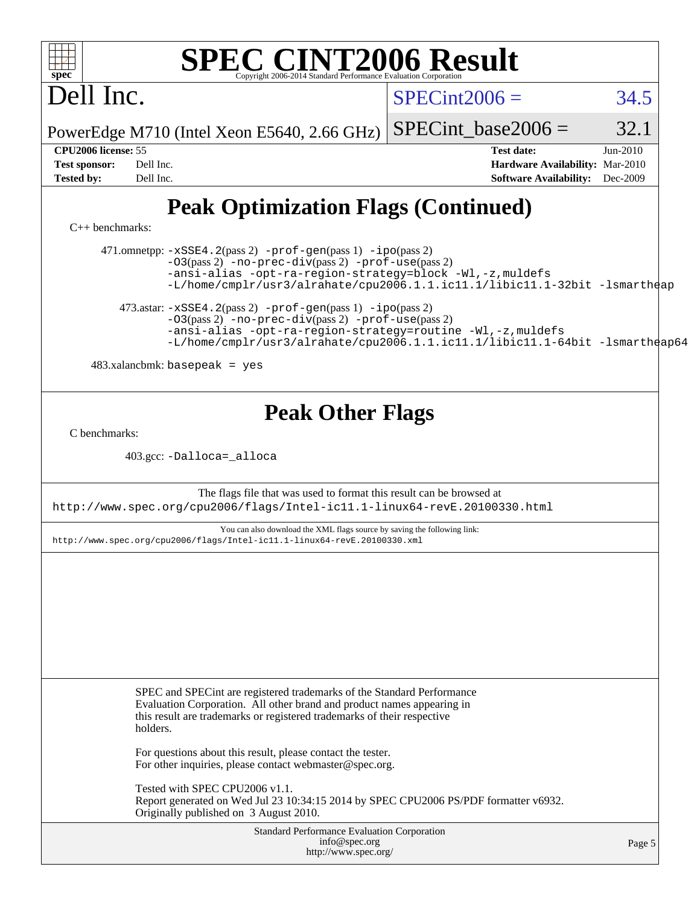# Peak Optimization Flags (Continued)

C++ benchmarks:

471.omnetpp: -xSSE4.2(pass 2) -prof-gen(pass 1) -ipo(pass 2) -O3(pass 2) -no-prec-div(pass 2) -prof-use(pass 2) -ansi-alias -opt-ra-region-strategy=block -Wl,-z,muldefs -L/home/cmplr/usr3/alrahate/cpu2006.1.1.ic11.1/libic11.1-32bit -lsmartheap

473.astar: -xSSE4.2(pass 2) -prof-gen(pass 1) -ipo(pass 2) -O3(pass 2) -no-prec-div(pass 2) -prof-use(pass 2) -ansi-alias -opt-ra-region-strategy=routine -Wl,-z,muldefs -L/home/cmplr/usr3/alrahate/cpu2006.1.1.ic11.1/libic11.1-64bit -lsmartheap64

483.xalancbmk: basepeak = yes

# Peak Other Flags

C benchmarks:

403.gcc: -Dalloca=_alloca

The flags file that was used to format this result can be browsed at
http://www.spec.org/cpu2006/flags/Intel-ic11.1-linux64-revE.20100330.html

You can also download the XML flags source by saving the following link:
http://www.spec.org/cpu2006/flags/Intel-ic11.1-linux64-revE.20100330.xml

SPEC and SPECint are registered trademarks of the Standard Performance Evaluation Corporation. All other brand and product names appearing in this result are trademarks or registered trademarks of their respective holders.

For questions about this result, please contact the tester.
For other inquiries, please contact webmaster@spec.org.

Tested with SPEC CPU2006 v1.1.
Report generated on Wed Jul 23 10:34:15 2014 by SPEC CPU2006 PS/PDF formatter v6932.
Originally published on 3 August 2010.